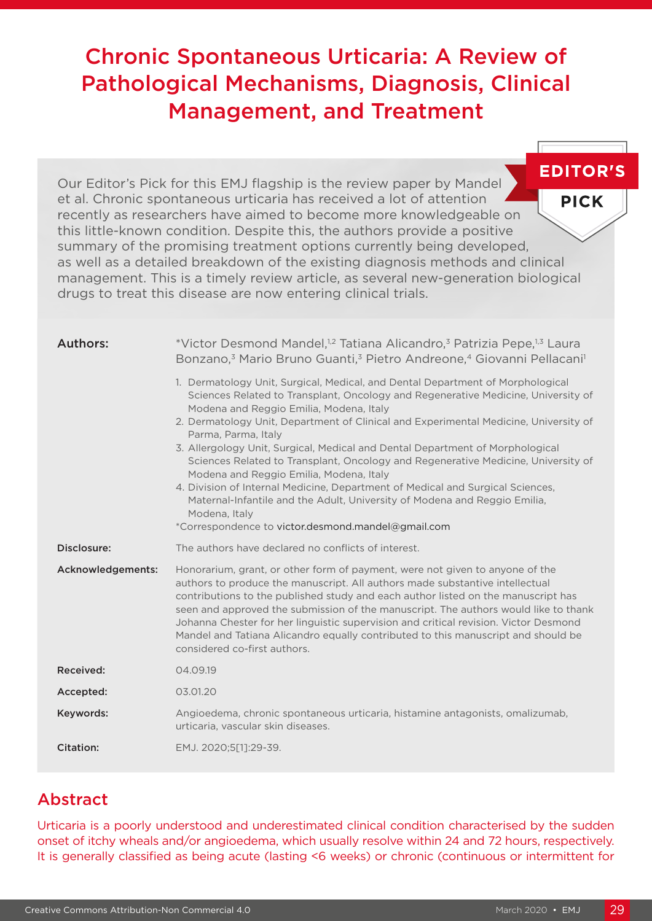# Chronic Spontaneous Urticaria: A Review of Pathological Mechanisms, Diagnosis, Clinical Management, and Treatment

**EDITOR'S PICK**

Our Editor's Pick for this EMJ flagship is the review paper by Mandel et al. Chronic spontaneous urticaria has received a lot of attention recently as researchers have aimed to become more knowledgeable on this little-known condition. Despite this, the authors provide a positive summary of the promising treatment options currently being developed, as well as a detailed breakdown of the existing diagnosis methods and clinical management. This is a timely review article, as several new-generation biological drugs to treat this disease are now entering clinical trials.

**Authors:** *Victor Desmond Mandel,[1,2] Tatiana Alicandro,[3] Patrizia Pepe,[1,3] Laura Bonzano,[3] Mario Bruno Guanti,[3] Pietro Andreone,[4] Giovanni Pellacani[1]

1. Dermatology Unit, Surgical, Medical, and Dental Department of Morphological Sciences Related to Transplant, Oncology and Regenerative Medicine, University of Modena and Reggio Emilia, Modena, Italy
2. Dermatology Unit, Department of Clinical and Experimental Medicine, University of Parma, Parma, Italy
3. Allergology Unit, Surgical, Medical and Dental Department of Morphological Sciences Related to Transplant, Oncology and Regenerative Medicine, University of Modena and Reggio Emilia, Modena, Italy
4. Division of Internal Medicine, Department of Medical and Surgical Sciences, Maternal-Infantile and the Adult, University of Modena and Reggio Emilia, Modena, Italy

*Correspondence to victor.desmond.mandel@gmail.com

**Disclosure:** The authors have declared no conflicts of interest.

**Acknowledgements:** Honorarium, grant, or other form of payment, were not given to anyone of the authors to produce the manuscript. All authors made substantive intellectual contributions to the published study and each author listed on the manuscript has seen and approved the submission of the manuscript. The authors would like to thank Johanna Chester for her linguistic supervision and critical revision. Victor Desmond Mandel and Tatiana Alicandro equally contributed to this manuscript and should be considered co-first authors.

**Received:** 04.09.19

**Accepted:** 03.01.20

**Keywords:** Angioedema, chronic spontaneous urticaria, histamine antagonists, omalizumab, urticaria, vascular skin diseases.

**Citation:** EMJ. 2020;5[1]:29-39.

## Abstract

Urticaria is a poorly understood and underestimated clinical condition characterised by the sudden onset of itchy wheals and/or angioedema, which usually resolve within 24 and 72 hours, respectively. It is generally classified as being acute (lasting <6 weeks) or chronic (continuous or intermittent for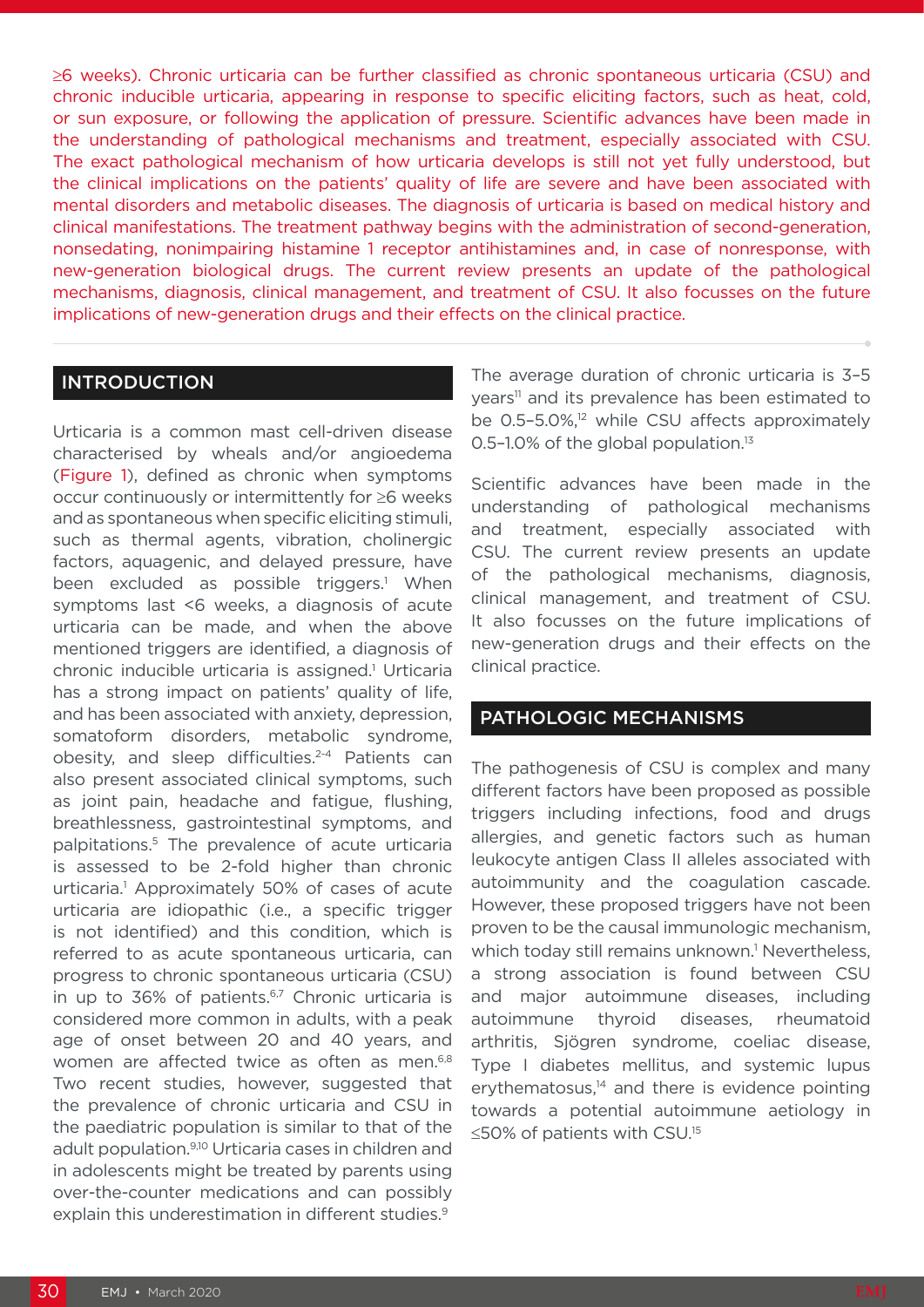≥6 weeks). Chronic urticaria can be further classified as chronic spontaneous urticaria (CSU) and chronic inducible urticaria, appearing in response to specific eliciting factors, such as heat, cold, or sun exposure, or following the application of pressure. Scientific advances have been made in the understanding of pathological mechanisms and treatment, especially associated with CSU. The exact pathological mechanism of how urticaria develops is still not yet fully understood, but the clinical implications on the patients' quality of life are severe and have been associated with mental disorders and metabolic diseases. The diagnosis of urticaria is based on medical history and clinical manifestations. The treatment pathway begins with the administration of second-generation, nonsedating, nonimpairing histamine 1 receptor antihistamines and, in case of nonresponse, with new-generation biological drugs. The current review presents an update of the pathological mechanisms, diagnosis, clinical management, and treatment of CSU. It also focusses on the future implications of new-generation drugs and their effects on the clinical practice.

## INTRODUCTION

Urticaria is a common mast cell-driven disease characterised by wheals and/or angioedema (Figure 1), defined as chronic when symptoms occur continuously or intermittently for ≥6 weeks and as spontaneous when specific eliciting stimuli, such as thermal agents, vibration, cholinergic factors, aquagenic, and delayed pressure, have been excluded as possible triggers.[1] When symptoms last <6 weeks, a diagnosis of acute urticaria can be made, and when the above mentioned triggers are identified, a diagnosis of chronic inducible urticaria is assigned.[1] Urticaria has a strong impact on patients' quality of life, and has been associated with anxiety, depression, somatoform disorders, metabolic syndrome, obesity, and sleep difficulties.[2-4] Patients can also present associated clinical symptoms, such as joint pain, headache and fatigue, flushing, breathlessness, gastrointestinal symptoms, and palpitations.[5] The prevalence of acute urticaria is assessed to be 2-fold higher than chronic urticaria.[1] Approximately 50% of cases of acute urticaria are idiopathic (i.e., a specific trigger is not identified) and this condition, which is referred to as acute spontaneous urticaria, can progress to chronic spontaneous urticaria (CSU) in up to 36% of patients.[6,7] Chronic urticaria is considered more common in adults, with a peak age of onset between 20 and 40 years, and women are affected twice as often as men.[6,8] Two recent studies, however, suggested that the prevalence of chronic urticaria and CSU in the paediatric population is similar to that of the adult population.[9,10] Urticaria cases in children and in adolescents might be treated by parents using over-the-counter medications and can possibly explain this underestimation in different studies.[9]

The average duration of chronic urticaria is 3–5 years[11] and its prevalence has been estimated to be 0.5–5.0%,[12] while CSU affects approximately 0.5–1.0% of the global population.[13]

Scientific advances have been made in the understanding of pathological mechanisms and treatment, especially associated with CSU. The current review presents an update of the pathological mechanisms, diagnosis, clinical management, and treatment of CSU. It also focusses on the future implications of new-generation drugs and their effects on the clinical practice.

## PATHOLOGIC MECHANISMS

The pathogenesis of CSU is complex and many different factors have been proposed as possible triggers including infections, food and drugs allergies, and genetic factors such as human leukocyte antigen Class II alleles associated with autoimmunity and the coagulation cascade. However, these proposed triggers have not been proven to be the causal immunologic mechanism, which today still remains unknown.[1] Nevertheless, a strong association is found between CSU and major autoimmune diseases, including autoimmune thyroid diseases, rheumatoid arthritis, Sjögren syndrome, coeliac disease, Type I diabetes mellitus, and systemic lupus erythematosus,[14] and there is evidence pointing towards a potential autoimmune aetiology in ≤50% of patients with CSU.[15]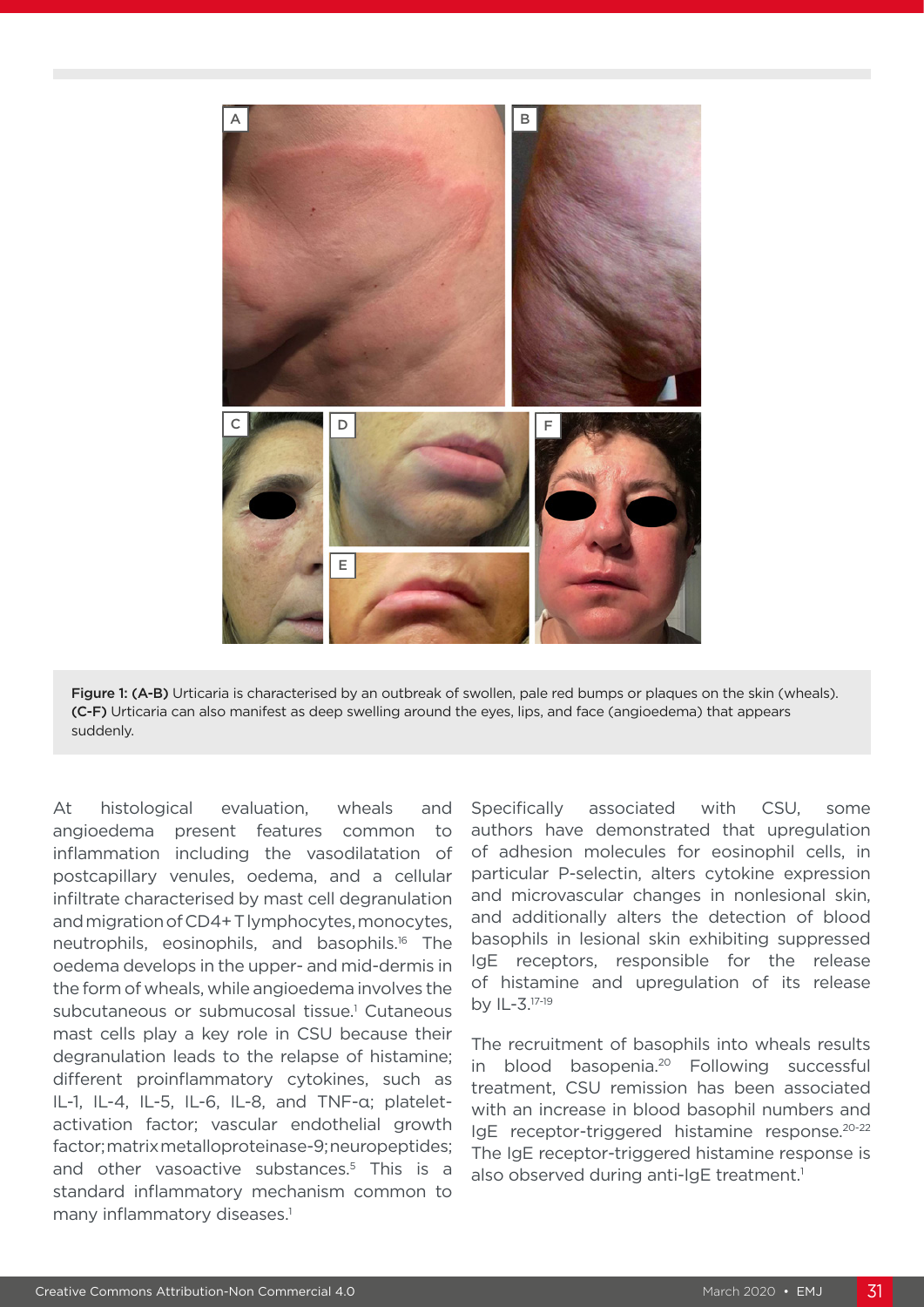Figure 1: (A-B) Urticaria is characterised by an outbreak of swollen, pale red bumps or plaques on the skin (wheals). (C-F) Urticaria can also manifest as deep swelling around the eyes, lips, and face (angioedema) that appears suddenly.

At histological evaluation, wheals and angioedema present features common to inflammation including the vasodilatation of postcapillary venules, oedema, and a cellular infiltrate characterised by mast cell degranulation and migration of CD4+ T lymphocytes, monocytes, neutrophils, eosinophils, and basophils.[16] The oedema develops in the upper- and mid-dermis in the form of wheals, while angioedema involves the subcutaneous or submucosal tissue.[1] Cutaneous mast cells play a key role in CSU because their degranulation leads to the relapse of histamine; different proinflammatory cytokines, such as IL-1, IL-4, IL-5, IL-6, IL-8, and TNF-α; platelet-activation factor; vascular endothelial growth factor; matrix metalloproteinase-9; neuropeptides; and other vasoactive substances.[5] This is a standard inflammatory mechanism common to many inflammatory diseases.[1]

Specifically associated with CSU, some authors have demonstrated that upregulation of adhesion molecules for eosinophil cells, in particular P-selectin, alters cytokine expression and microvascular changes in nonlesional skin, and additionally alters the detection of blood basophils in lesional skin exhibiting suppressed IgE receptors, responsible for the release of histamine and upregulation of its release by IL-3.[17-19]

The recruitment of basophils into wheals results in blood basopenia.[20] Following successful treatment, CSU remission has been associated with an increase in blood basophil numbers and IgE receptor-triggered histamine response.[20-22] The IgE receptor-triggered histamine response is also observed during anti-IgE treatment.[1]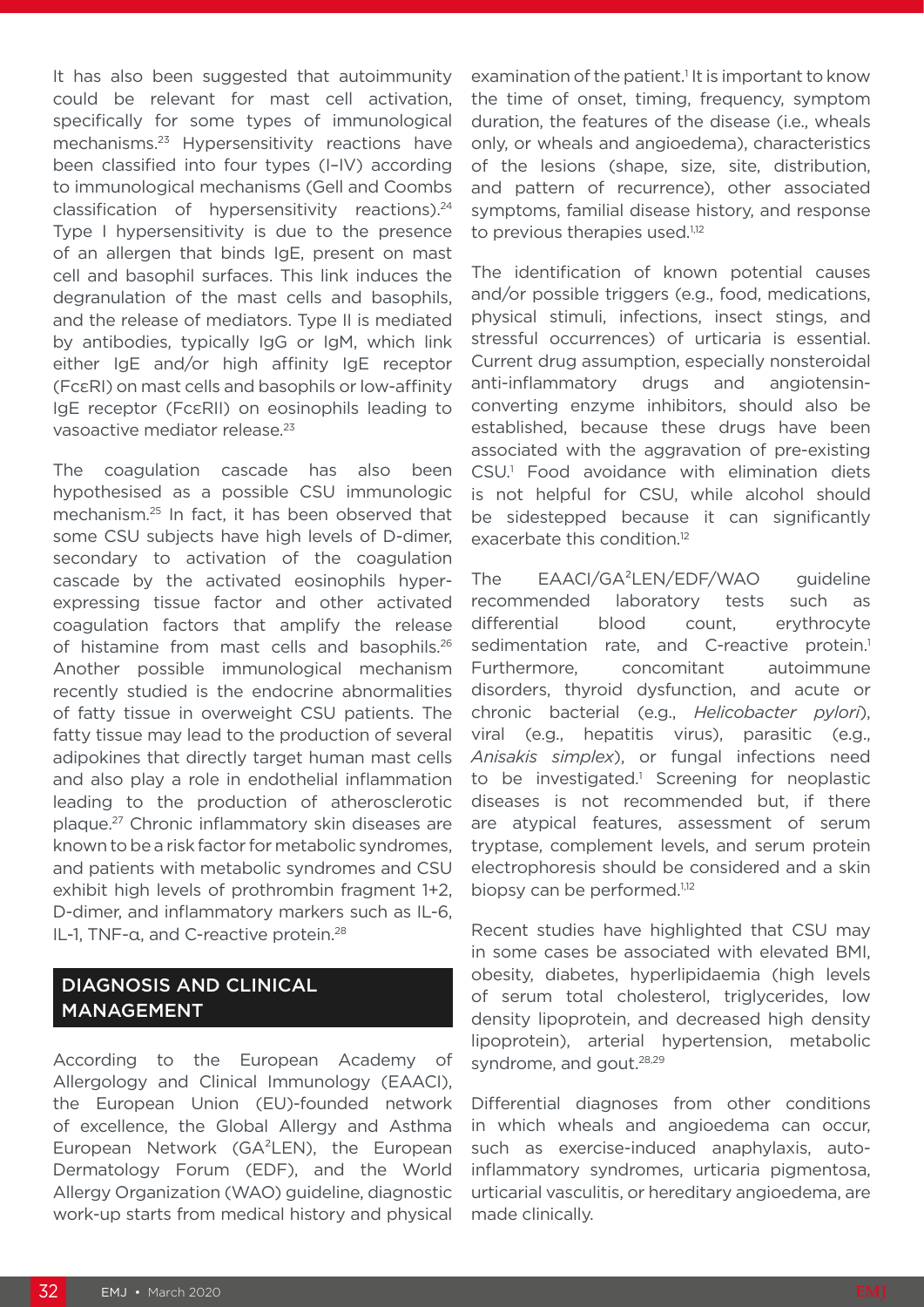It has also been suggested that autoimmunity could be relevant for mast cell activation, specifically for some types of immunological mechanisms.[23] Hypersensitivity reactions have been classified into four types (I–IV) according to immunological mechanisms (Gell and Coombs classification of hypersensitivity reactions).[24] Type I hypersensitivity is due to the presence of an allergen that binds IgE, present on mast cell and basophil surfaces. This link induces the degranulation of the mast cells and basophils, and the release of mediators. Type II is mediated by antibodies, typically IgG or IgM, which link either IgE and/or high affinity IgE receptor (FcεRI) on mast cells and basophils or low-affinity IgE receptor (FcεRII) on eosinophils leading to vasoactive mediator release.[23]

The coagulation cascade has also been hypothesised as a possible CSU immunologic mechanism.[25] In fact, it has been observed that some CSU subjects have high levels of D-dimer, secondary to activation of the coagulation cascade by the activated eosinophils hyper-expressing tissue factor and other activated coagulation factors that amplify the release of histamine from mast cells and basophils.[26] Another possible immunological mechanism recently studied is the endocrine abnormalities of fatty tissue in overweight CSU patients. The fatty tissue may lead to the production of several adipokines that directly target human mast cells and also play a role in endothelial inflammation leading to the production of atherosclerotic plaque.[27] Chronic inflammatory skin diseases are known to be a risk factor for metabolic syndromes, and patients with metabolic syndromes and CSU exhibit high levels of prothrombin fragment 1+2, D-dimer, and inflammatory markers such as IL-6, IL-1, TNF-α, and C-reactive protein.[28]

## DIAGNOSIS AND CLINICAL MANAGEMENT

According to the European Academy of Allergology and Clinical Immunology (EAACI), the European Union (EU)-founded network of excellence, the Global Allergy and Asthma European Network (GA²LEN), the European Dermatology Forum (EDF), and the World Allergy Organization (WAO) guideline, diagnostic work-up starts from medical history and physical examination of the patient.[1] It is important to know the time of onset, timing, frequency, symptom duration, the features of the disease (i.e., wheals only, or wheals and angioedema), characteristics of the lesions (shape, size, site, distribution, and pattern of recurrence), other associated symptoms, familial disease history, and response to previous therapies used.[1,12]

The identification of known potential causes and/or possible triggers (e.g., food, medications, physical stimuli, infections, insect stings, and stressful occurrences) of urticaria is essential. Current drug assumption, especially nonsteroidal anti-inflammatory drugs and angiotensin-converting enzyme inhibitors, should also be established, because these drugs have been associated with the aggravation of pre-existing CSU.[1] Food avoidance with elimination diets is not helpful for CSU, while alcohol should be sidestepped because it can significantly exacerbate this condition.[12]

The EAACI/GA²LEN/EDF/WAO guideline recommended laboratory tests such as differential blood count, erythrocyte sedimentation rate, and C-reactive protein.[1] Furthermore, concomitant autoimmune disorders, thyroid dysfunction, and acute or chronic bacterial (e.g., *Helicobacter pylori*), viral (e.g., hepatitis virus), parasitic (e.g., *Anisakis simplex*), or fungal infections need to be investigated.[1] Screening for neoplastic diseases is not recommended but, if there are atypical features, assessment of serum tryptase, complement levels, and serum protein electrophoresis should be considered and a skin biopsy can be performed.[1,12]

Recent studies have highlighted that CSU may in some cases be associated with elevated BMI, obesity, diabetes, hyperlipidaemia (high levels of serum total cholesterol, triglycerides, low density lipoprotein, and decreased high density lipoprotein), arterial hypertension, metabolic syndrome, and gout.[28,29]

Differential diagnoses from other conditions in which wheals and angioedema can occur, such as exercise-induced anaphylaxis, auto-inflammatory syndromes, urticaria pigmentosa, urticarial vasculitis, or hereditary angioedema, are made clinically.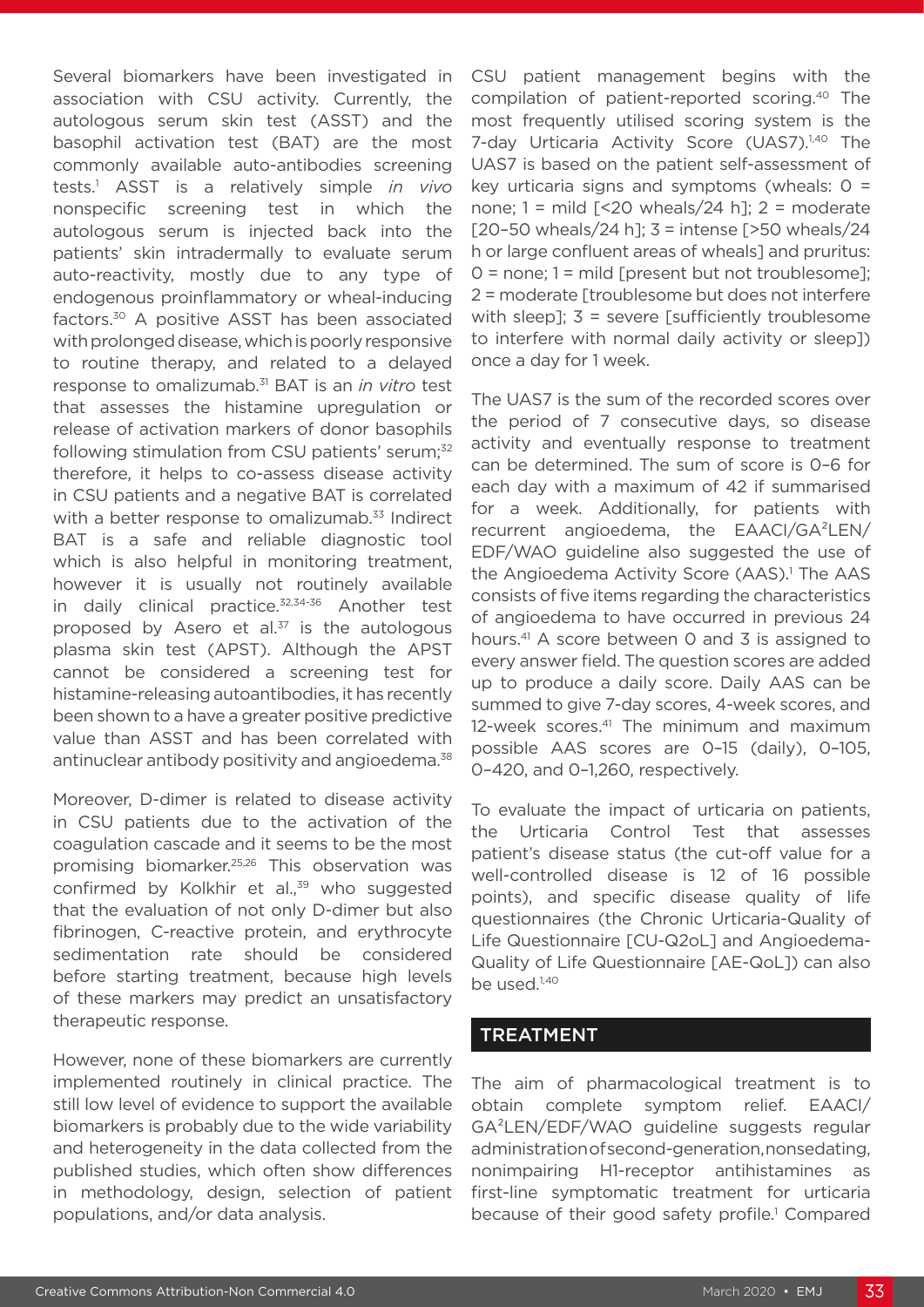Several biomarkers have been investigated in association with CSU activity. Currently, the autologous serum skin test (ASST) and the basophil activation test (BAT) are the most commonly available auto-antibodies screening tests.[1] ASST is a relatively simple *in vivo* nonspecific screening test in which the autologous serum is injected back into the patients' skin intradermally to evaluate serum auto-reactivity, mostly due to any type of endogenous proinflammatory or wheal-inducing factors.[30] A positive ASST has been associated with prolonged disease, which is poorly responsive to routine therapy, and related to a delayed response to omalizumab.[31] BAT is an *in vitro* test that assesses the histamine upregulation or release of activation markers of donor basophils following stimulation from CSU patients' serum;[32] therefore, it helps to co-assess disease activity in CSU patients and a negative BAT is correlated with a better response to omalizumab.[33] Indirect BAT is a safe and reliable diagnostic tool which is also helpful in monitoring treatment, however it is usually not routinely available in daily clinical practice.[32,34-36] Another test proposed by Asero et al.[37] is the autologous plasma skin test (APST). Although the APST cannot be considered a screening test for histamine-releasing autoantibodies, it has recently been shown to a have a greater positive predictive value than ASST and has been correlated with antinuclear antibody positivity and angioedema.[38]

Moreover, D-dimer is related to disease activity in CSU patients due to the activation of the coagulation cascade and it seems to be the most promising biomarker.[25,26] This observation was confirmed by Kolkhir et al.,[39] who suggested that the evaluation of not only D-dimer but also fibrinogen, C-reactive protein, and erythrocyte sedimentation rate should be considered before starting treatment, because high levels of these markers may predict an unsatisfactory therapeutic response.

However, none of these biomarkers are currently implemented routinely in clinical practice. The still low level of evidence to support the available biomarkers is probably due to the wide variability and heterogeneity in the data collected from the published studies, which often show differences in methodology, design, selection of patient populations, and/or data analysis.

CSU patient management begins with the compilation of patient-reported scoring.[40] The most frequently utilised scoring system is the 7-day Urticaria Activity Score (UAS7).[1,40] The UAS7 is based on the patient self-assessment of key urticaria signs and symptoms (wheals: 0 = none; 1 = mild [<20 wheals/24 h]; 2 = moderate [20–50 wheals/24 h]; 3 = intense [>50 wheals/24 h or large confluent areas of wheals] and pruritus: 0 = none; 1 = mild [present but not troublesome]; 2 = moderate [troublesome but does not interfere with sleep]; 3 = severe [sufficiently troublesome to interfere with normal daily activity or sleep]) once a day for 1 week.

The UAS7 is the sum of the recorded scores over the period of 7 consecutive days, so disease activity and eventually response to treatment can be determined. The sum of score is 0–6 for each day with a maximum of 42 if summarised for a week. Additionally, for patients with recurrent angioedema, the EAACI/GA$^2$LEN/EDF/WAO guideline also suggested the use of the Angioedema Activity Score (AAS).[1] The AAS consists of five items regarding the characteristics of angioedema to have occurred in previous 24 hours.[41] A score between 0 and 3 is assigned to every answer field. The question scores are added up to produce a daily score. Daily AAS can be summed to give 7-day scores, 4-week scores, and 12-week scores.[41] The minimum and maximum possible AAS scores are 0–15 (daily), 0–105, 0–420, and 0–1,260, respectively.

To evaluate the impact of urticaria on patients, the Urticaria Control Test that assesses patient's disease status (the cut-off value for a well-controlled disease is 12 of 16 possible points), and specific disease quality of life questionnaires (the Chronic Urticaria-Quality of Life Questionnaire [CU-Q2oL] and Angioedema-Quality of Life Questionnaire [AE-QoL]) can also be used.[1,40]

## TREATMENT

The aim of pharmacological treatment is to obtain complete symptom relief. EAACI/GA$^2$LEN/EDF/WAO guideline suggests regular administration of second-generation, nonsedating, nonimpairing H1-receptor antihistamines as first-line symptomatic treatment for urticaria because of their good safety profile.[1] Compared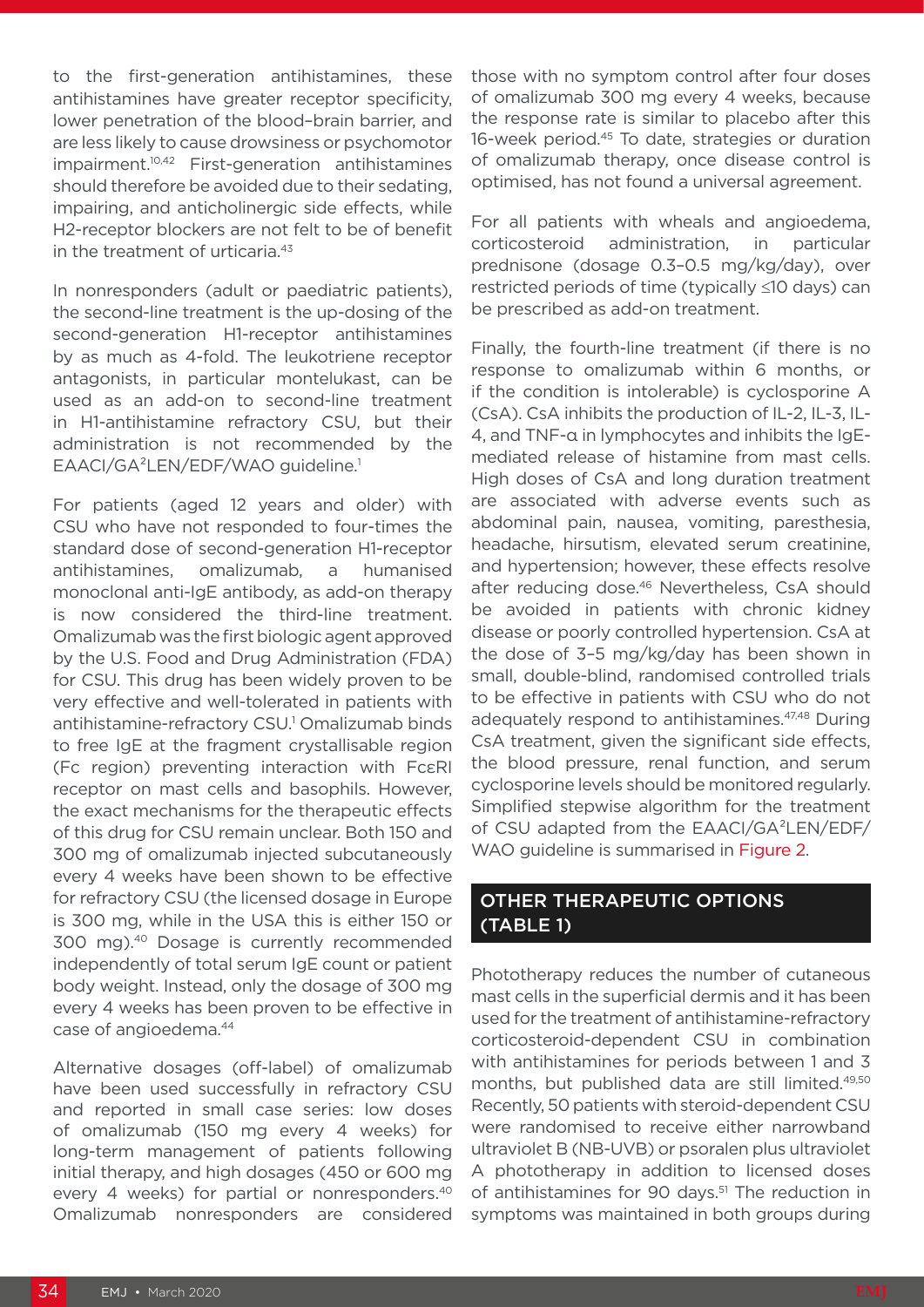to the first-generation antihistamines, these antihistamines have greater receptor specificity, lower penetration of the blood–brain barrier, and are less likely to cause drowsiness or psychomotor impairment.[10,42] First-generation antihistamines should therefore be avoided due to their sedating, impairing, and anticholinergic side effects, while H2-receptor blockers are not felt to be of benefit in the treatment of urticaria.[43]

In nonresponders (adult or paediatric patients), the second-line treatment is the up-dosing of the second-generation H1-receptor antihistamines by as much as 4-fold. The leukotriene receptor antagonists, in particular montelukast, can be used as an add-on to second-line treatment in H1-antihistamine refractory CSU, but their administration is not recommended by the EAACI/GA²LEN/EDF/WAO guideline.[1]

For patients (aged 12 years and older) with CSU who have not responded to four-times the standard dose of second-generation H1-receptor antihistamines, omalizumab, a humanised monoclonal anti-IgE antibody, as add-on therapy is now considered the third-line treatment. Omalizumab was the first biologic agent approved by the U.S. Food and Drug Administration (FDA) for CSU. This drug has been widely proven to be very effective and well-tolerated in patients with antihistamine-refractory CSU.[1] Omalizumab binds to free IgE at the fragment crystallisable region (Fc region) preventing interaction with FcεRI receptor on mast cells and basophils. However, the exact mechanisms for the therapeutic effects of this drug for CSU remain unclear. Both 150 and 300 mg of omalizumab injected subcutaneously every 4 weeks have been shown to be effective for refractory CSU (the licensed dosage in Europe is 300 mg, while in the USA this is either 150 or 300 mg).[40] Dosage is currently recommended independently of total serum IgE count or patient body weight. Instead, only the dosage of 300 mg every 4 weeks has been proven to be effective in case of angioedema.[44]

Alternative dosages (off-label) of omalizumab have been used successfully in refractory CSU and reported in small case series: low doses of omalizumab (150 mg every 4 weeks) for long-term management of patients following initial therapy, and high dosages (450 or 600 mg every 4 weeks) for partial or nonresponders.[40] Omalizumab nonresponders are considered those with no symptom control after four doses of omalizumab 300 mg every 4 weeks, because the response rate is similar to placebo after this 16-week period.[45] To date, strategies or duration of omalizumab therapy, once disease control is optimised, has not found a universal agreement.

For all patients with wheals and angioedema, corticosteroid administration, in particular prednisone (dosage 0.3–0.5 mg/kg/day), over restricted periods of time (typically ≤10 days) can be prescribed as add-on treatment.

Finally, the fourth-line treatment (if there is no response to omalizumab within 6 months, or if the condition is intolerable) is cyclosporine A (CsA). CsA inhibits the production of IL-2, IL-3, IL-4, and TNF-α in lymphocytes and inhibits the IgE-mediated release of histamine from mast cells. High doses of CsA and long duration treatment are associated with adverse events such as abdominal pain, nausea, vomiting, paresthesia, headache, hirsutism, elevated serum creatinine, and hypertension; however, these effects resolve after reducing dose.[46] Nevertheless, CsA should be avoided in patients with chronic kidney disease or poorly controlled hypertension. CsA at the dose of 3–5 mg/kg/day has been shown in small, double-blind, randomised controlled trials to be effective in patients with CSU who do not adequately respond to antihistamines.[47,48] During CsA treatment, given the significant side effects, the blood pressure, renal function, and serum cyclosporine levels should be monitored regularly. Simplified stepwise algorithm for the treatment of CSU adapted from the EAACI/GA²LEN/EDF/WAO guideline is summarised in Figure 2.

## OTHER THERAPEUTIC OPTIONS (TABLE 1)

Phototherapy reduces the number of cutaneous mast cells in the superficial dermis and it has been used for the treatment of antihistamine-refractory corticosteroid-dependent CSU in combination with antihistamines for periods between 1 and 3 months, but published data are still limited.[49,50] Recently, 50 patients with steroid-dependent CSU were randomised to receive either narrowband ultraviolet B (NB-UVB) or psoralen plus ultraviolet A phototherapy in addition to licensed doses of antihistamines for 90 days.[51] The reduction in symptoms was maintained in both groups during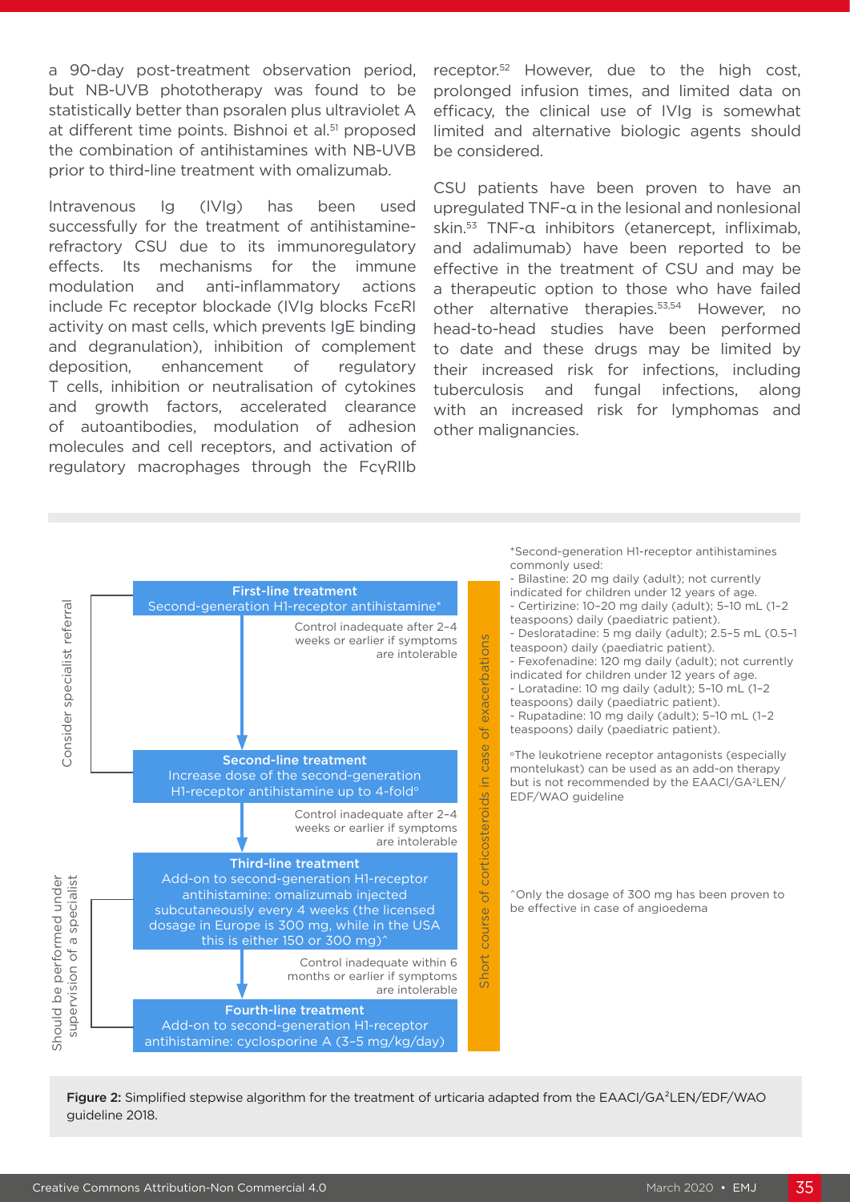a 90-day post-treatment observation period, but NB-UVB phototherapy was found to be statistically better than psoralen plus ultraviolet A at different time points. Bishnoi et al.[51] proposed the combination of antihistamines with NB-UVB prior to third-line treatment with omalizumab.

Intravenous Ig (IVIg) has been used successfully for the treatment of antihistamine-refractory CSU due to its immunoregulatory effects. Its mechanisms for the immune modulation and anti-inflammatory actions include Fc receptor blockade (IVIg blocks FcεRI activity on mast cells, which prevents IgE binding and degranulation), inhibition of complement deposition, enhancement of regulatory T cells, inhibition or neutralisation of cytokines and growth factors, accelerated clearance of autoantibodies, modulation of adhesion molecules and cell receptors, and activation of regulatory macrophages through the FcγRIIb receptor.[52] However, due to the high cost, prolonged infusion times, and limited data on efficacy, the clinical use of IVIg is somewhat limited and alternative biologic agents should be considered.

CSU patients have been proven to have an upregulated TNF-α in the lesional and nonlesional skin.[53] TNF-α inhibitors (etanercept, infliximab, and adalimumab) have been reported to be effective in the treatment of CSU and may be a therapeutic option to those who have failed other alternative therapies.[53,54] However, no head-to-head studies have been performed to date and these drugs may be limited by their increased risk for infections, including tuberculosis and fungal infections, along with an increased risk for lymphomas and other malignancies.

Consider specialist referral

**First-line treatment**
Second-generation H1-receptor antihistamine*

↓ Control inadequate after 2–4 weeks or earlier if symptoms are intolerable

**Second-line treatment**
Increase dose of the second-generation H1-receptor antihistamine up to 4-fold°

↓ Control inadequate after 2–4 weeks or earlier if symptoms are intolerable

Should be performed under supervision of a specialist

**Third-line treatment**
Add-on to second-generation H1-receptor antihistamine: omalizumab injected subcutaneously every 4 weeks (the licensed dosage in Europe is 300 mg, while in the USA this is either 150 or 300 mg)^

↓ Control inadequate within 6 months or earlier if symptoms are intolerable

**Fourth-line treatment**
Add-on to second-generation H1-receptor antihistamine: cyclosporine A (3–5 mg/kg/day)

Short course of corticosteroids in case of exacerbations

*Second-generation H1-receptor antihistamines commonly used:
- Bilastine: 20 mg daily (adult); not currently indicated for children under 12 years of age.
- Certirizine: 10–20 mg daily (adult); 5–10 mL (1–2 teaspoons) daily (paediatric patient).
- Desloratadine: 5 mg daily (adult); 2.5–5 mL (0.5–1 teaspoon) daily (paediatric patient).
- Fexofenadine: 120 mg daily (adult); not currently indicated for children under 12 years of age.
- Loratadine: 10 mg daily (adult); 5–10 mL (1–2 teaspoons) daily (paediatric patient).
- Rupatadine: 10 mg daily (adult); 5–10 mL (1–2 teaspoons) daily (paediatric patient).

°The leukotriene receptor antagonists (especially montelukast) can be used as an add-on therapy but is not recommended by the EAACI/GA²LEN/EDF/WAO guideline

^Only the dosage of 300 mg has been proven to be effective in case of angioedema

**Figure 2:** Simplified stepwise algorithm for the treatment of urticaria adapted from the EAACI/GA²LEN/EDF/WAO guideline 2018.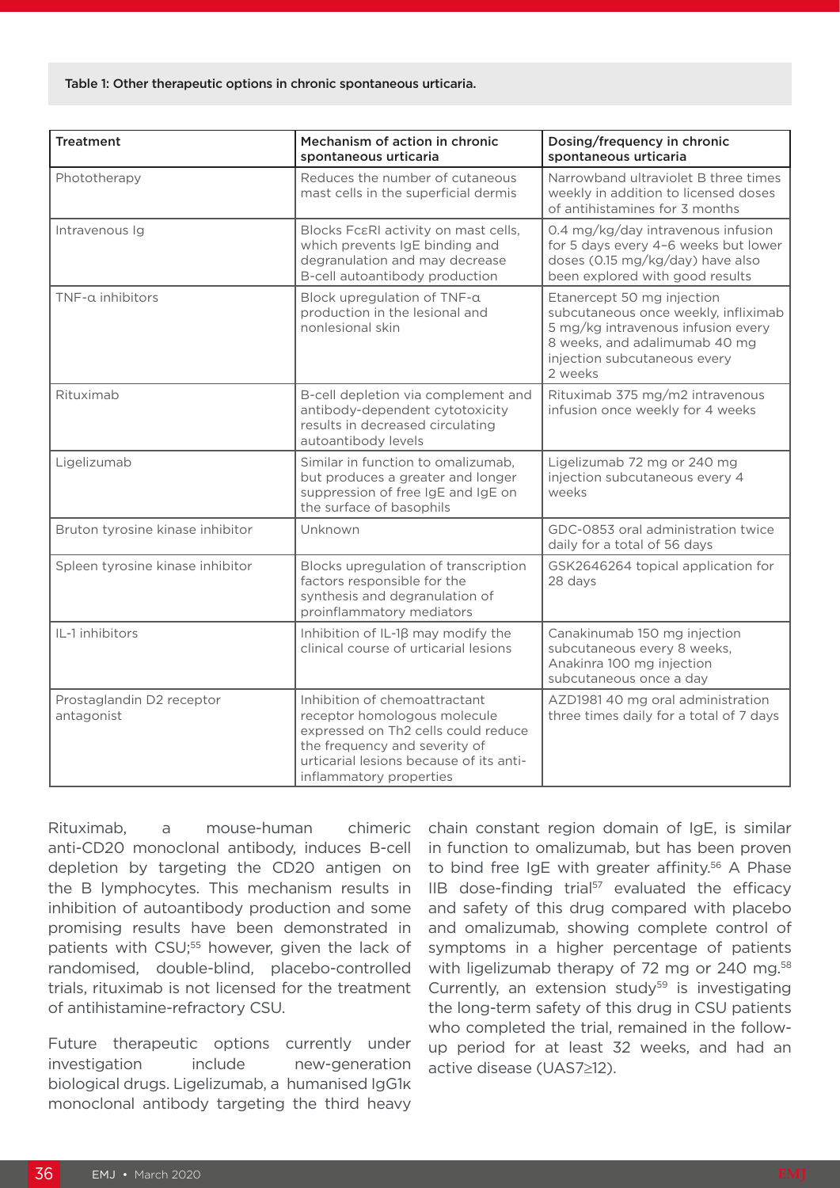Table 1: Other therapeutic options in chronic spontaneous urticaria.

| Treatment | Mechanism of action in chronic spontaneous urticaria | Dosing/frequency in chronic spontaneous urticaria |
| --- | --- | --- |
| Phototherapy | Reduces the number of cutaneous mast cells in the superficial dermis | Narrowband ultraviolet B three times weekly in addition to licensed doses of antihistamines for 3 months |
| Intravenous Ig | Blocks FcεRI activity on mast cells, which prevents IgE binding and degranulation and may decrease B-cell autoantibody production | 0.4 mg/kg/day intravenous infusion for 5 days every 4–6 weeks but lower doses (0.15 mg/kg/day) have also been explored with good results |
| TNF-α inhibitors | Block upregulation of TNF-α production in the lesional and nonlesional skin | Etanercept 50 mg injection subcutaneous once weekly, infliximab 5 mg/kg intravenous infusion every 8 weeks, and adalimumab 40 mg injection subcutaneous every 2 weeks |
| Rituximab | B-cell depletion via complement and antibody-dependent cytotoxicity results in decreased circulating autoantibody levels | Rituximab 375 mg/m2 intravenous infusion once weekly for 4 weeks |
| Ligelizumab | Similar in function to omalizumab, but produces a greater and longer suppression of free IgE and IgE on the surface of basophils | Ligelizumab 72 mg or 240 mg injection subcutaneous every 4 weeks |
| Bruton tyrosine kinase inhibitor | Unknown | GDC-0853 oral administration twice daily for a total of 56 days |
| Spleen tyrosine kinase inhibitor | Blocks upregulation of transcription factors responsible for the synthesis and degranulation of proinflammatory mediators | GSK2646264 topical application for 28 days |
| IL-1 inhibitors | Inhibition of IL-1β may modify the clinical course of urticarial lesions | Canakinumab 150 mg injection subcutaneous every 8 weeks, Anakinra 100 mg injection subcutaneous once a day |
| Prostaglandin D2 receptor antagonist | Inhibition of chemoattractant receptor homologous molecule expressed on Th2 cells could reduce the frequency and severity of urticarial lesions because of its anti-inflammatory properties | AZD1981 40 mg oral administration three times daily for a total of 7 days |

Rituximab, a mouse-human chimeric anti-CD20 monoclonal antibody, induces B-cell depletion by targeting the CD20 antigen on the B lymphocytes. This mechanism results in inhibition of autoantibody production and some promising results have been demonstrated in patients with CSU;[55] however, given the lack of randomised, double-blind, placebo-controlled trials, rituximab is not licensed for the treatment of antihistamine-refractory CSU.

Future therapeutic options currently under investigation include new-generation biological drugs. Ligelizumab, a humanised IgG1κ monoclonal antibody targeting the third heavy chain constant region domain of IgE, is similar in function to omalizumab, but has been proven to bind free IgE with greater affinity.[56] A Phase IIB dose-finding trial[57] evaluated the efficacy and safety of this drug compared with placebo and omalizumab, showing complete control of symptoms in a higher percentage of patients with ligelizumab therapy of 72 mg or 240 mg.[58] Currently, an extension study[59] is investigating the long-term safety of this drug in CSU patients who completed the trial, remained in the follow-up period for at least 32 weeks, and had an active disease (UAS7≥12).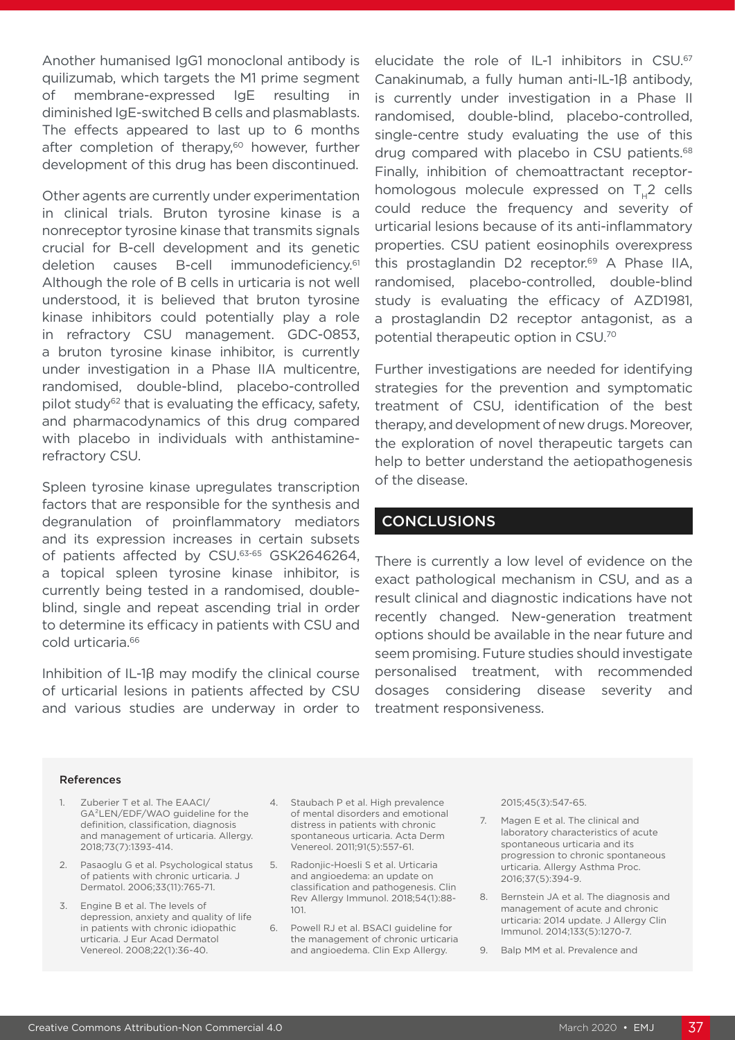Another humanised IgG1 monoclonal antibody is quilizumab, which targets the M1 prime segment of membrane-expressed IgE resulting in diminished IgE-switched B cells and plasmablasts. The effects appeared to last up to 6 months after completion of therapy,[60] however, further development of this drug has been discontinued.

Other agents are currently under experimentation in clinical trials. Bruton tyrosine kinase is a nonreceptor tyrosine kinase that transmits signals crucial for B-cell development and its genetic deletion causes B-cell immunodeficiency.[61] Although the role of B cells in urticaria is not well understood, it is believed that bruton tyrosine kinase inhibitors could potentially play a role in refractory CSU management. GDC-0853, a bruton tyrosine kinase inhibitor, is currently under investigation in a Phase IIA multicentre, randomised, double-blind, placebo-controlled pilot study[62] that is evaluating the efficacy, safety, and pharmacodynamics of this drug compared with placebo in individuals with anthistamine-refractory CSU.

Spleen tyrosine kinase upregulates transcription factors that are responsible for the synthesis and degranulation of proinflammatory mediators and its expression increases in certain subsets of patients affected by CSU.[63-65] GSK2646264, a topical spleen tyrosine kinase inhibitor, is currently being tested in a randomised, double-blind, single and repeat ascending trial in order to determine its efficacy in patients with CSU and cold urticaria.[66]

Inhibition of IL-1β may modify the clinical course of urticarial lesions in patients affected by CSU and various studies are underway in order to elucidate the role of IL-1 inhibitors in CSU.[67] Canakinumab, a fully human anti-IL-1β antibody, is currently under investigation in a Phase II randomised, double-blind, placebo-controlled, single-centre study evaluating the use of this drug compared with placebo in CSU patients.[68] Finally, inhibition of chemoattractant receptor-homologous molecule expressed on $T_H2$ cells could reduce the frequency and severity of urticarial lesions because of its anti-inflammatory properties. CSU patient eosinophils overexpress this prostaglandin D2 receptor.[69] A Phase IIA, randomised, placebo-controlled, double-blind study is evaluating the efficacy of AZD1981, a prostaglandin D2 receptor antagonist, as a potential therapeutic option in CSU.[70]

Further investigations are needed for identifying strategies for the prevention and symptomatic treatment of CSU, identification of the best therapy, and development of new drugs. Moreover, the exploration of novel therapeutic targets can help to better understand the aetiopathogenesis of the disease.

## CONCLUSIONS

There is currently a low level of evidence on the exact pathological mechanism in CSU, and as a result clinical and diagnostic indications have not recently changed. New-generation treatment options should be available in the near future and seem promising. Future studies should investigate personalised treatment, with recommended dosages considering disease severity and treatment responsiveness.

### References

1. Zuberier T et al. The EAACI/GA²LEN/EDF/WAO guideline for the definition, classification, diagnosis and management of urticaria. Allergy. 2018;73(7):1393-414.
2. Pasaoglu G et al. Psychological status of patients with chronic urticaria. J Dermatol. 2006;33(11):765-71.
3. Engine B et al. The levels of depression, anxiety and quality of life in patients with chronic idiopathic urticaria. J Eur Acad Dermatol Venereol. 2008;22(1):36-40.
4. Staubach P et al. High prevalence of mental disorders and emotional distress in patients with chronic spontaneous urticaria. Acta Derm Venereol. 2011;91(5):557-61.
5. Radonjic-Hoesli S et al. Urticaria and angioedema: an update on classification and pathogenesis. Clin Rev Allergy Immunol. 2018;54(1):88-101.
6. Powell RJ et al. BSACI guideline for the management of chronic urticaria and angioedema. Clin Exp Allergy. 2015;45(3):547-65.
7. Magen E et al. The clinical and laboratory characteristics of acute spontaneous urticaria and its progression to chronic spontaneous urticaria. Allergy Asthma Proc. 2016;37(5):394-9.
8. Bernstein JA et al. The diagnosis and management of acute and chronic urticaria: 2014 update. J Allergy Clin Immunol. 2014;133(5):1270-7.
9. Balp MM et al. Prevalence and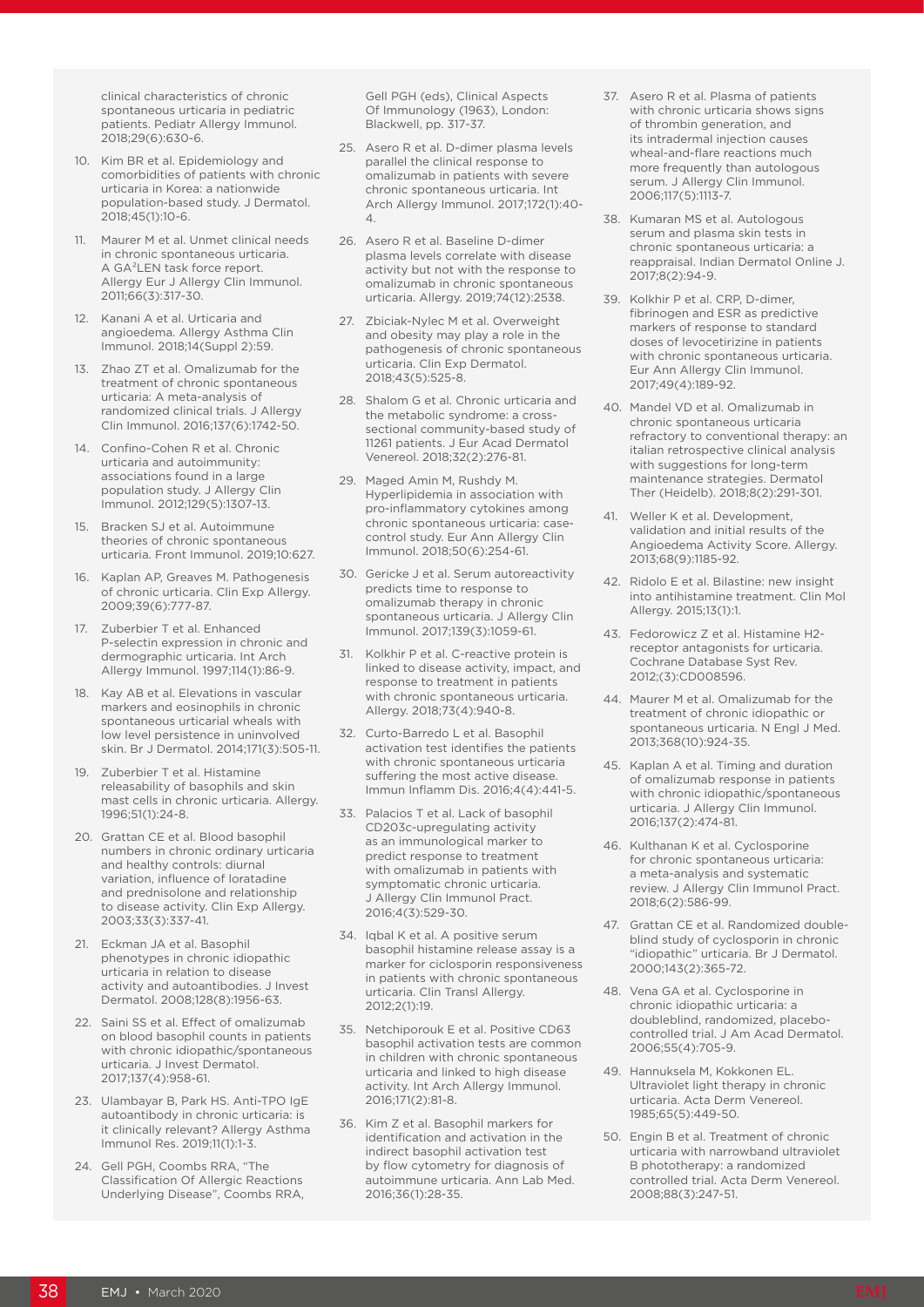clinical characteristics of chronic spontaneous urticaria in pediatric patients. Pediatr Allergy Immunol. 2018;29(6):630-6.

10. Kim BR et al. Epidemiology and comorbidities of patients with chronic urticaria in Korea: a nationwide population-based study. J Dermatol. 2018;45(1):10-6.
11. Maurer M et al. Unmet clinical needs in chronic spontaneous urticaria. A GA²LEN task force report. Allergy Eur J Allergy Clin Immunol. 2011;66(3):317-30.
12. Kanani A et al. Urticaria and angioedema. Allergy Asthma Clin Immunol. 2018;14(Suppl 2):59.
13. Zhao ZT et al. Omalizumab for the treatment of chronic spontaneous urticaria: A meta-analysis of randomized clinical trials. J Allergy Clin Immunol. 2016;137(6):1742-50.
14. Confino-Cohen R et al. Chronic urticaria and autoimmunity: associations found in a large population study. J Allergy Clin Immunol. 2012;129(5):1307-13.
15. Bracken SJ et al. Autoimmune theories of chronic spontaneous urticaria. Front Immunol. 2019;10:627.
16. Kaplan AP, Greaves M. Pathogenesis of chronic urticaria. Clin Exp Allergy. 2009;39(6):777-87.
17. Zuberbier T et al. Enhanced P-selectin expression in chronic and dermographic urticaria. Int Arch Allergy Immunol. 1997;114(1):86-9.
18. Kay AB et al. Elevations in vascular markers and eosinophils in chronic spontaneous urticarial wheals with low level persistence in uninvolved skin. Br J Dermatol. 2014;171(3):505-11.
19. Zuberbier T et al. Histamine releasability of basophils and skin mast cells in chronic urticaria. Allergy. 1996;51(1):24-8.
20. Grattan CE et al. Blood basophil numbers in chronic ordinary urticaria and healthy controls: diurnal variation, influence of loratadine and prednisolone and relationship to disease activity. Clin Exp Allergy. 2003;33(3):337-41.
21. Eckman JA et al. Basophil phenotypes in chronic idiopathic urticaria in relation to disease activity and autoantibodies. J Invest Dermatol. 2008;128(8):1956-63.
22. Saini SS et al. Effect of omalizumab on blood basophil counts in patients with chronic idiopathic/spontaneous urticaria. J Invest Dermatol. 2017;137(4):958-61.
23. Ulambayar B, Park HS. Anti-TPO IgE autoantibody in chronic urticaria: is it clinically relevant? Allergy Asthma Immunol Res. 2019;11(1):1-3.
24. Gell PGH, Coombs RRA, "The Classification Of Allergic Reactions Underlying Disease", Coombs RRA, Gell PGH (eds), Clinical Aspects Of Immunology (1963), London: Blackwell, pp. 317-37.
25. Asero R et al. D-dimer plasma levels parallel the clinical response to omalizumab in patients with severe chronic spontaneous urticaria. Int Arch Allergy Immunol. 2017;172(1):40-4.
26. Asero R et al. Baseline D-dimer plasma levels correlate with disease activity but not with the response to omalizumab in chronic spontaneous urticaria. Allergy. 2019;74(12):2538.
27. Zbiciak-Nylec M et al. Overweight and obesity may play a role in the pathogenesis of chronic spontaneous urticaria. Clin Exp Dermatol. 2018;43(5):525-8.
28. Shalom G et al. Chronic urticaria and the metabolic syndrome: a cross-sectional community-based study of 11261 patients. J Eur Acad Dermatol Venereol. 2018;32(2):276-81.
29. Maged Amin M, Rushdy M. Hyperlipidemia in association with pro-inflammatory cytokines among chronic spontaneous urticaria: case-control study. Eur Ann Allergy Clin Immunol. 2018;50(6):254-61.
30. Gericke J et al. Serum autoreactivity predicts time to response to omalizumab therapy in chronic spontaneous urticaria. J Allergy Clin Immunol. 2017;139(3):1059-61.
31. Kolkhir P et al. C-reactive protein is linked to disease activity, impact, and response to treatment in patients with chronic spontaneous urticaria. Allergy. 2018;73(4):940-8.
32. Curto-Barredo L et al. Basophil activation test identifies the patients with chronic spontaneous urticaria suffering the most active disease. Immun Inflamm Dis. 2016;4(4):441-5.
33. Palacios T et al. Lack of basophil CD203c-upregulating activity as an immunological marker to predict response to treatment with omalizumab in patients with symptomatic chronic urticaria. J Allergy Clin Immunol Pract. 2016;4(3):529-30.
34. Iqbal K et al. A positive serum basophil histamine release assay is a marker for ciclosporin responsiveness in patients with chronic spontaneous urticaria. Clin Transl Allergy. 2012;2(1):19.
35. Netchiporouk E et al. Positive CD63 basophil activation tests are common in children with chronic spontaneous urticaria and linked to high disease activity. Int Arch Allergy Immunol. 2016;171(2):81-8.
36. Kim Z et al. Basophil markers for identification and activation in the indirect basophil activation test by flow cytometry for diagnosis of autoimmune urticaria. Ann Lab Med. 2016;36(1):28-35.
37. Asero R et al. Plasma of patients with chronic urticaria shows signs of thrombin generation, and its intradermal injection causes wheal-and-flare reactions much more frequently than autologous serum. J Allergy Clin Immunol. 2006;117(5):1113-7.
38. Kumaran MS et al. Autologous serum and plasma skin tests in chronic spontaneous urticaria: a reappraisal. Indian Dermatol Online J. 2017;8(2):94-9.
39. Kolkhir P et al. CRP, D-dimer, fibrinogen and ESR as predictive markers of response to standard doses of levocetirizine in patients with chronic spontaneous urticaria. Eur Ann Allergy Clin Immunol. 2017;49(4):189-92.
40. Mandel VD et al. Omalizumab in chronic spontaneous urticaria refractory to conventional therapy: an italian retrospective clinical analysis with suggestions for long-term maintenance strategies. Dermatol Ther (Heidelb). 2018;8(2):291-301.
41. Weller K et al. Development, validation and initial results of the Angioedema Activity Score. Allergy. 2013;68(9):1185-92.
42. Ridolo E et al. Bilastine: new insight into antihistamine treatment. Clin Mol Allergy. 2015;13(1):1.
43. Fedorowicz Z et al. Histamine H2-receptor antagonists for urticaria. Cochrane Database Syst Rev. 2012;(3):CD008596.
44. Maurer M et al. Omalizumab for the treatment of chronic idiopathic or spontaneous urticaria. N Engl J Med. 2013;368(10):924-35.
45. Kaplan A et al. Timing and duration of omalizumab response in patients with chronic idiopathic/spontaneous urticaria. J Allergy Clin Immunol. 2016;137(2):474-81.
46. Kulthanan K et al. Cyclosporine for chronic spontaneous urticaria: a meta-analysis and systematic review. J Allergy Clin Immunol Pract. 2018;6(2):586-99.
47. Grattan CE et al. Randomized double-blind study of cyclosporin in chronic "idiopathic" urticaria. Br J Dermatol. 2000;143(2):365-72.
48. Vena GA et al. Cyclosporine in chronic idiopathic urticaria: a doubleblind, randomized, placebo-controlled trial. J Am Acad Dermatol. 2006;55(4):705-9.
49. Hannuksela M, Kokkonen EL. Ultraviolet light therapy in chronic urticaria. Acta Derm Venereol. 1985;65(5):449-50.
50. Engin B et al. Treatment of chronic urticaria with narrowband ultraviolet B phototherapy: a randomized controlled trial. Acta Derm Venereol. 2008;88(3):247-51.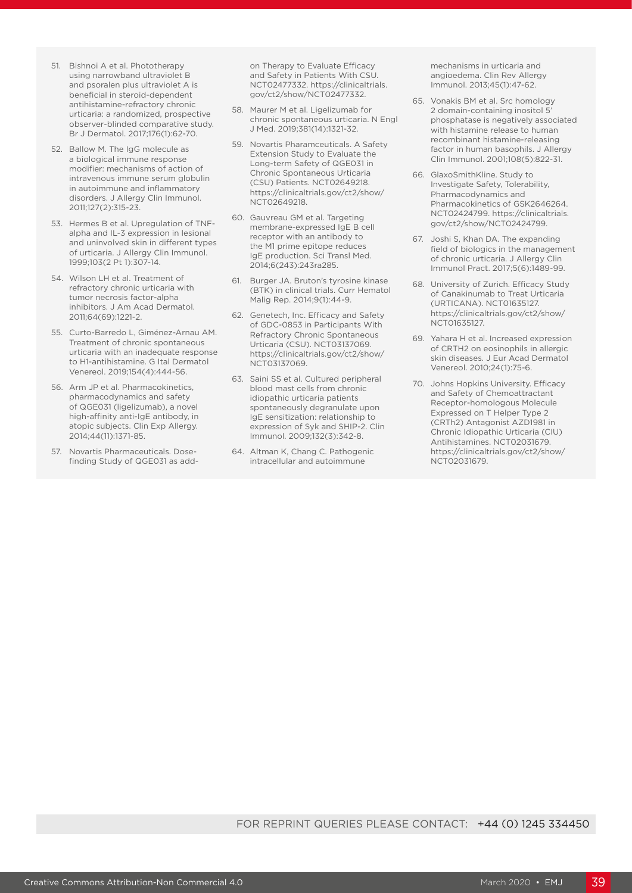51. Bishnoi A et al. Phototherapy using narrowband ultraviolet B and psoralen plus ultraviolet A is beneficial in steroid-dependent antihistamine-refractory chronic urticaria: a randomized, prospective observer-blinded comparative study. Br J Dermatol. 2017;176(1):62-70.

52. Ballow M. The IgG molecule as a biological immune response modifier: mechanisms of action of intravenous immune serum globulin in autoimmune and inflammatory disorders. J Allergy Clin Immunol. 2011;127(2):315-23.

53. Hermes B et al. Upregulation of TNF-alpha and IL-3 expression in lesional and uninvolved skin in different types of urticaria. J Allergy Clin Immunol. 1999;103(2 Pt 1):307-14.

54. Wilson LH et al. Treatment of refractory chronic urticaria with tumor necrosis factor-alpha inhibitors. J Am Acad Dermatol. 2011;64(69):1221-2.

55. Curto-Barredo L, Giménez-Arnau AM. Treatment of chronic spontaneous urticaria with an inadequate response to H1-antihistamine. G Ital Dermatol Venereol. 2019;154(4):444-56.

56. Arm JP et al. Pharmacokinetics, pharmacodynamics and safety of QGE031 (ligelizumab), a novel high-affinity anti-IgE antibody, in atopic subjects. Clin Exp Allergy. 2014;44(11):1371-85.

57. Novartis Pharmaceuticals. Dose-finding Study of QGE031 as add-on Therapy to Evaluate Efficacy and Safety in Patients With CSU. NCT02477332. https://clinicaltrials.gov/ct2/show/NCT02477332.

58. Maurer M et al. Ligelizumab for chronic spontaneous urticaria. N Engl J Med. 2019;381(14):1321-32.

59. Novartis Pharamceuticals. A Safety Extension Study to Evaluate the Long-term Safety of QGE031 in Chronic Spontaneous Urticaria (CSU) Patients. NCT02649218. https://clinicaltrials.gov/ct2/show/NCT02649218.

60. Gauvreau GM et al. Targeting membrane-expressed IgE B cell receptor with an antibody to the M1 prime epitope reduces IgE production. Sci Transl Med. 2014;6(243):243ra285.

61. Burger JA. Bruton's tyrosine kinase (BTK) in clinical trials. Curr Hematol Malig Rep. 2014;9(1):44-9.

62. Genetech, Inc. Efficacy and Safety of GDC-0853 in Participants With Refractory Chronic Spontaneous Urticaria (CSU). NCT03137069. https://clinicaltrials.gov/ct2/show/NCT03137069.

63. Saini SS et al. Cultured peripheral blood mast cells from chronic idiopathic urticaria patients spontaneously degranulate upon IgE sensitization: relationship to expression of Syk and SHIP-2. Clin Immunol. 2009;132(3):342-8.

64. Altman K, Chang C. Pathogenic intracellular and autoimmune mechanisms in urticaria and angioedema. Clin Rev Allergy Immunol. 2013;45(1):47-62.

65. Vonakis BM et al. Src homology 2 domain-containing inositol 5' phosphatase is negatively associated with histamine release to human recombinant histamine-releasing factor in human basophils. J Allergy Clin Immunol. 2001;108(5):822-31.

66. GlaxoSmithKline. Study to Investigate Safety, Tolerability, Pharmacodynamics and Pharmacokinetics of GSK2646264. NCT02424799. https://clinicaltrials.gov/ct2/show/NCT02424799.

67. Joshi S, Khan DA. The expanding field of biologics in the management of chronic urticaria. J Allergy Clin Immunol Pract. 2017;5(6):1489-99.

68. University of Zurich. Efficacy Study of Canakinumab to Treat Urticaria (URTICANA). NCT01635127. https://clinicaltrials.gov/ct2/show/NCT01635127.

69. Yahara H et al. Increased expression of CRTH2 on eosinophils in allergic skin diseases. J Eur Acad Dermatol Venereol. 2010;24(1):75-6.

70. Johns Hopkins University. Efficacy and Safety of Chemoattractant Receptor-homologous Molecule Expressed on T Helper Type 2 (CRTh2) Antagonist AZD1981 in Chronic Idiopathic Urticaria (CIU) Antihistamines. NCT02031679. https://clinicaltrials.gov/ct2/show/NCT02031679.

FOR REPRINT QUERIES PLEASE CONTACT: +44 (0) 1245 334450